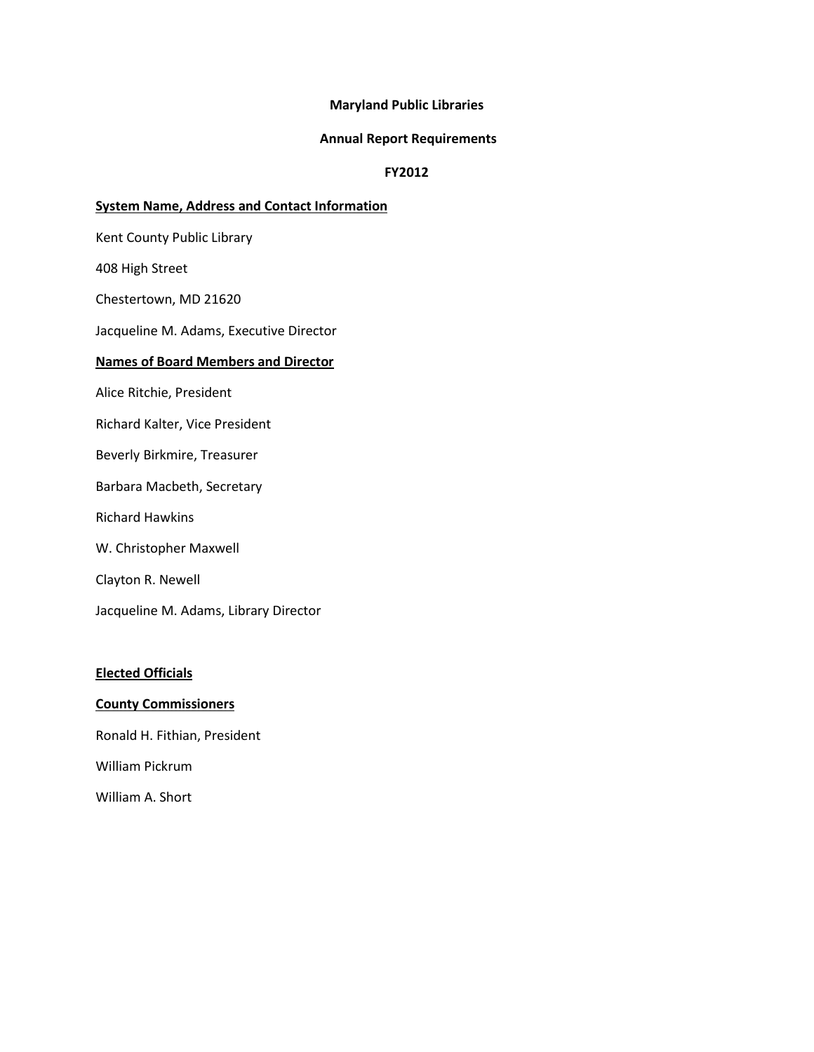# Maryland Public Libraries

## Annual Report Requirements

## FY2012

**System Name, Address and Contact Information**

Kent County Public Library

408 High Street

Chestertown, MD 21620

Jacqueline M. Adams, Executive Director

**Names of Board Members and Director**

Alice Ritchie, President

Richard Kalter, Vice President

Beverly Birkmire, Treasurer

Barbara Macbeth, Secretary

Richard Hawkins

W. Christopher Maxwell

Clayton R. Newell

Jacqueline M. Adams, Library Director

**Elected Officials**

**County Commissioners**

Ronald H. Fithian, President

William Pickrum

William A. Short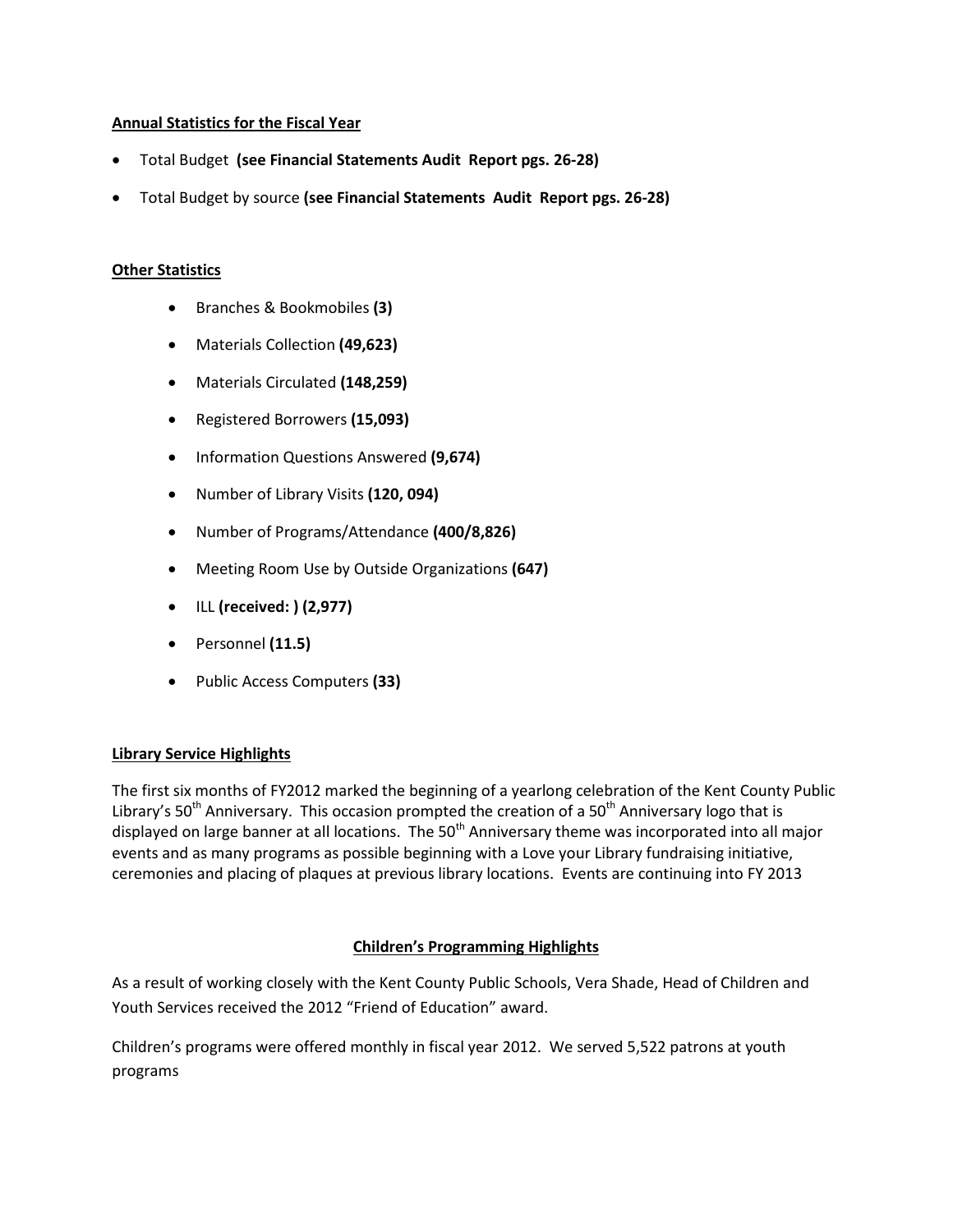**Annual Statistics for the Fiscal Year**

- Total Budget **(see Financial Statements Audit Report pgs. 26-28)**
- Total Budget by source **(see Financial Statements Audit Report pgs. 26-28)**

**Other Statistics**

- Branches & Bookmobiles **(3)**
- Materials Collection **(49,623)**
- Materials Circulated **(148,259)**
- Registered Borrowers **(15,093)**
- Information Questions Answered **(9,674)**
- Number of Library Visits **(120, 094)**
- Number of Programs/Attendance **(400/8,826)**
- Meeting Room Use by Outside Organizations **(647)**
- ILL **(received: ) (2,977)**
- Personnel **(11.5)**
- Public Access Computers **(33)**

**Library Service Highlights**

The first six months of FY2012 marked the beginning of a yearlong celebration of the Kent County Public Library's 50th Anniversary. This occasion prompted the creation of a 50th Anniversary logo that is displayed on large banner at all locations. The 50th Anniversary theme was incorporated into all major events and as many programs as possible beginning with a Love your Library fundraising initiative, ceremonies and placing of plaques at previous library locations. Events are continuing into FY 2013

**Children's Programming Highlights**

As a result of working closely with the Kent County Public Schools, Vera Shade, Head of Children and Youth Services received the 2012 "Friend of Education" award.

Children's programs were offered monthly in fiscal year 2012. We served 5,522 patrons at youth programs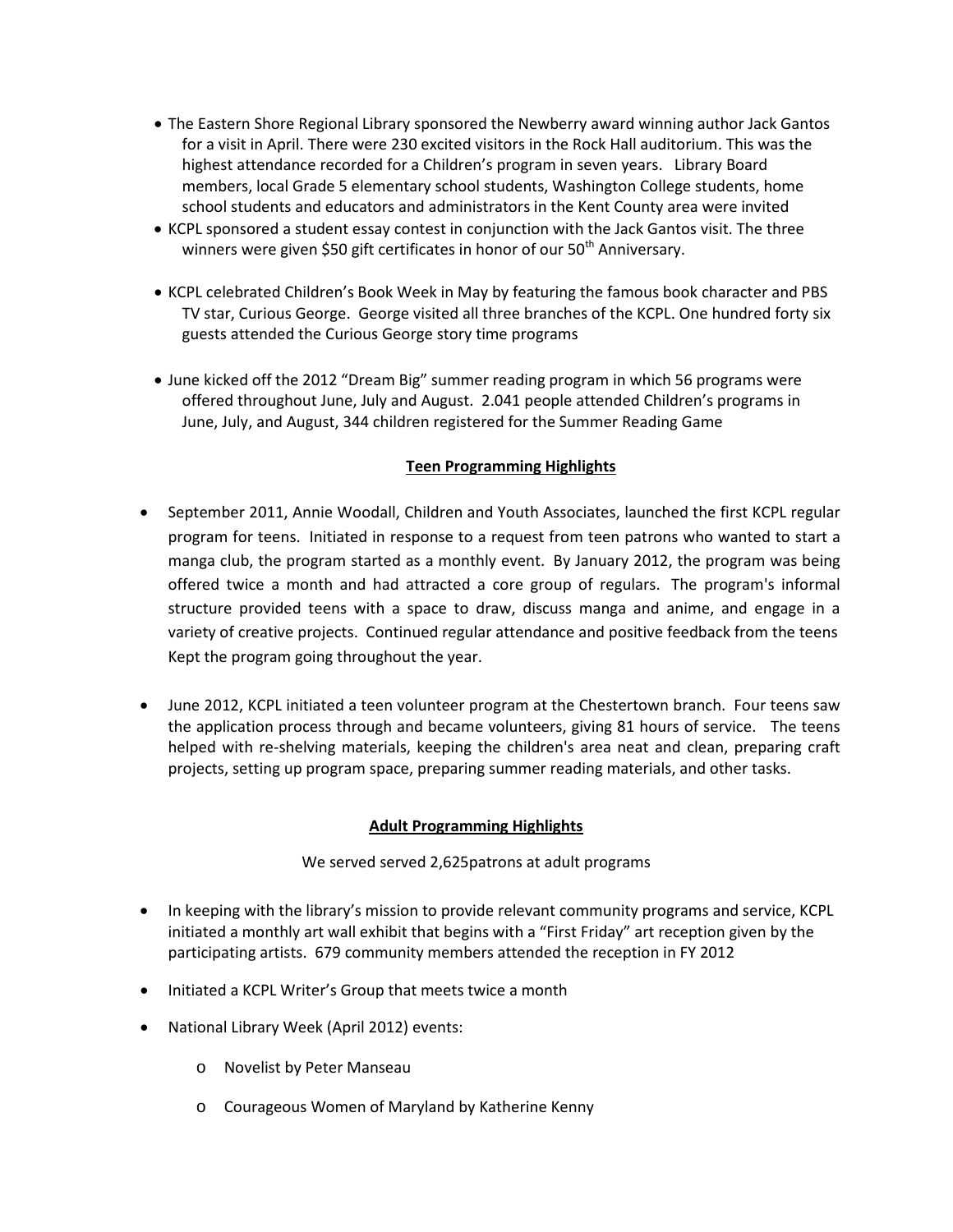- The Eastern Shore Regional Library sponsored the Newberry award winning author Jack Gantos for a visit in April. There were 230 excited visitors in the Rock Hall auditorium. This was the highest attendance recorded for a Children's program in seven years. Library Board members, local Grade 5 elementary school students, Washington College students, home school students and educators and administrators in the Kent County area were invited
- KCPL sponsored a student essay contest in conjunction with the Jack Gantos visit. The three winners were given $50 gift certificates in honor of our 50th Anniversary.
- KCPL celebrated Children's Book Week in May by featuring the famous book character and PBS TV star, Curious George. George visited all three branches of the KCPL. One hundred forty six guests attended the Curious George story time programs
- June kicked off the 2012 "Dream Big" summer reading program in which 56 programs were offered throughout June, July and August. 2.041 people attended Children's programs in June, July, and August, 344 children registered for the Summer Reading Game

**Teen Programming Highlights**

- September 2011, Annie Woodall, Children and Youth Associates, launched the first KCPL regular program for teens. Initiated in response to a request from teen patrons who wanted to start a manga club, the program started as a monthly event. By January 2012, the program was being offered twice a month and had attracted a core group of regulars. The program's informal structure provided teens with a space to draw, discuss manga and anime, and engage in a variety of creative projects. Continued regular attendance and positive feedback from the teens Kept the program going throughout the year.
- June 2012, KCPL initiated a teen volunteer program at the Chestertown branch. Four teens saw the application process through and became volunteers, giving 81 hours of service. The teens helped with re-shelving materials, keeping the children's area neat and clean, preparing craft projects, setting up program space, preparing summer reading materials, and other tasks.

**Adult Programming Highlights**

We served served 2,625patrons at adult programs

- In keeping with the library's mission to provide relevant community programs and service, KCPL initiated a monthly art wall exhibit that begins with a "First Friday" art reception given by the participating artists. 679 community members attended the reception in FY 2012
- Initiated a KCPL Writer's Group that meets twice a month
- National Library Week (April 2012) events:
  - Novelist by Peter Manseau
  - Courageous Women of Maryland by Katherine Kenny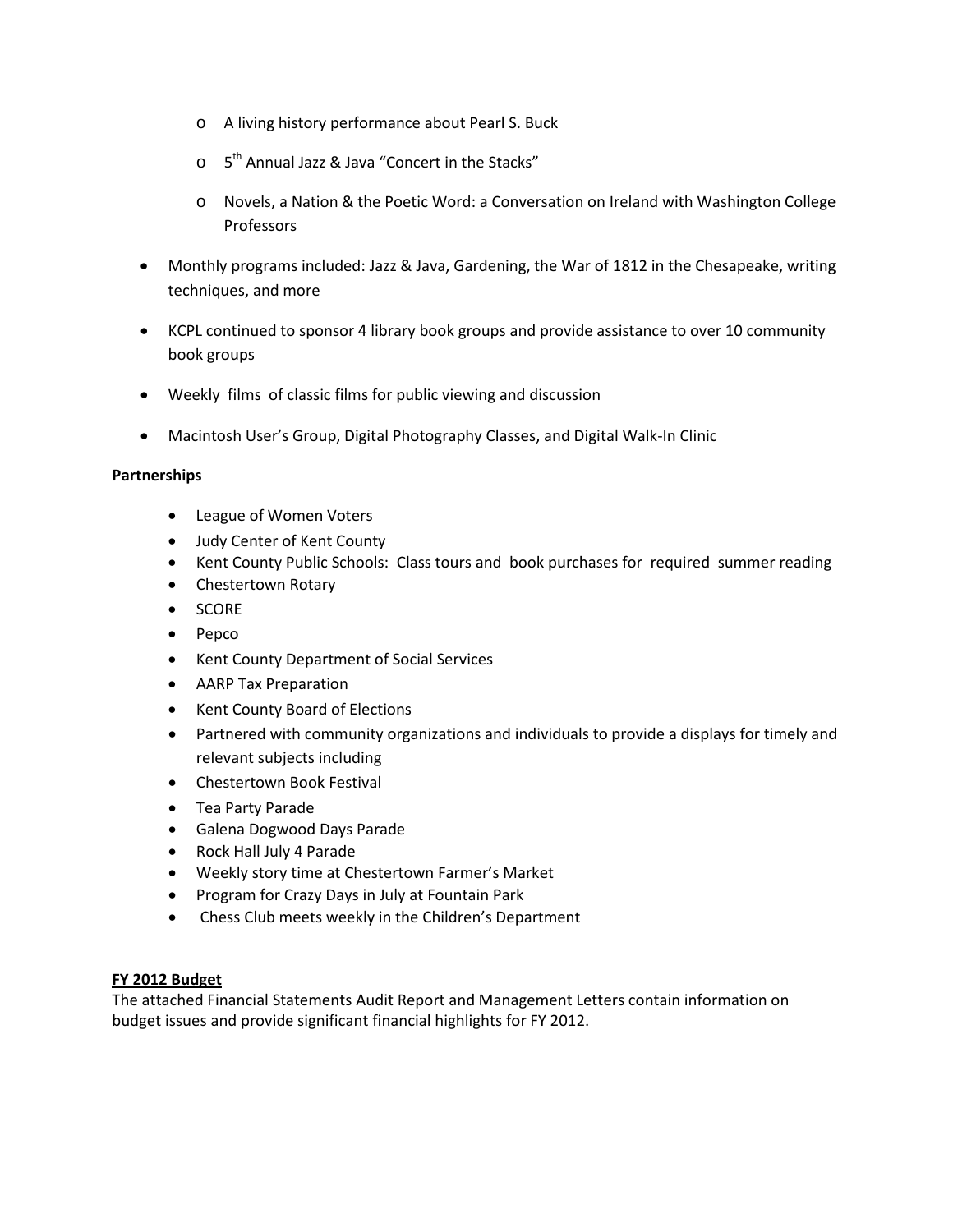- A living history performance about Pearl S. Buck
  - 5th Annual Jazz & Java "Concert in the Stacks"
  - Novels, a Nation & the Poetic Word: a Conversation on Ireland with Washington College Professors

- Monthly programs included: Jazz & Java, Gardening, the War of 1812 in the Chesapeake, writing techniques, and more
- KCPL continued to sponsor 4 library book groups and provide assistance to over 10 community book groups
- Weekly films of classic films for public viewing and discussion
- Macintosh User's Group, Digital Photography Classes, and Digital Walk-In Clinic

**Partnerships**

- League of Women Voters
- Judy Center of Kent County
- Kent County Public Schools: Class tours and book purchases for required summer reading
- Chestertown Rotary
- SCORE
- Pepco
- Kent County Department of Social Services
- AARP Tax Preparation
- Kent County Board of Elections
- Partnered with community organizations and individuals to provide a displays for timely and relevant subjects including
- Chestertown Book Festival
- Tea Party Parade
- Galena Dogwood Days Parade
- Rock Hall July 4 Parade
- Weekly story time at Chestertown Farmer's Market
- Program for Crazy Days in July at Fountain Park
- Chess Club meets weekly in the Children's Department

**FY 2012 Budget**

The attached Financial Statements Audit Report and Management Letters contain information on budget issues and provide significant financial highlights for FY 2012.